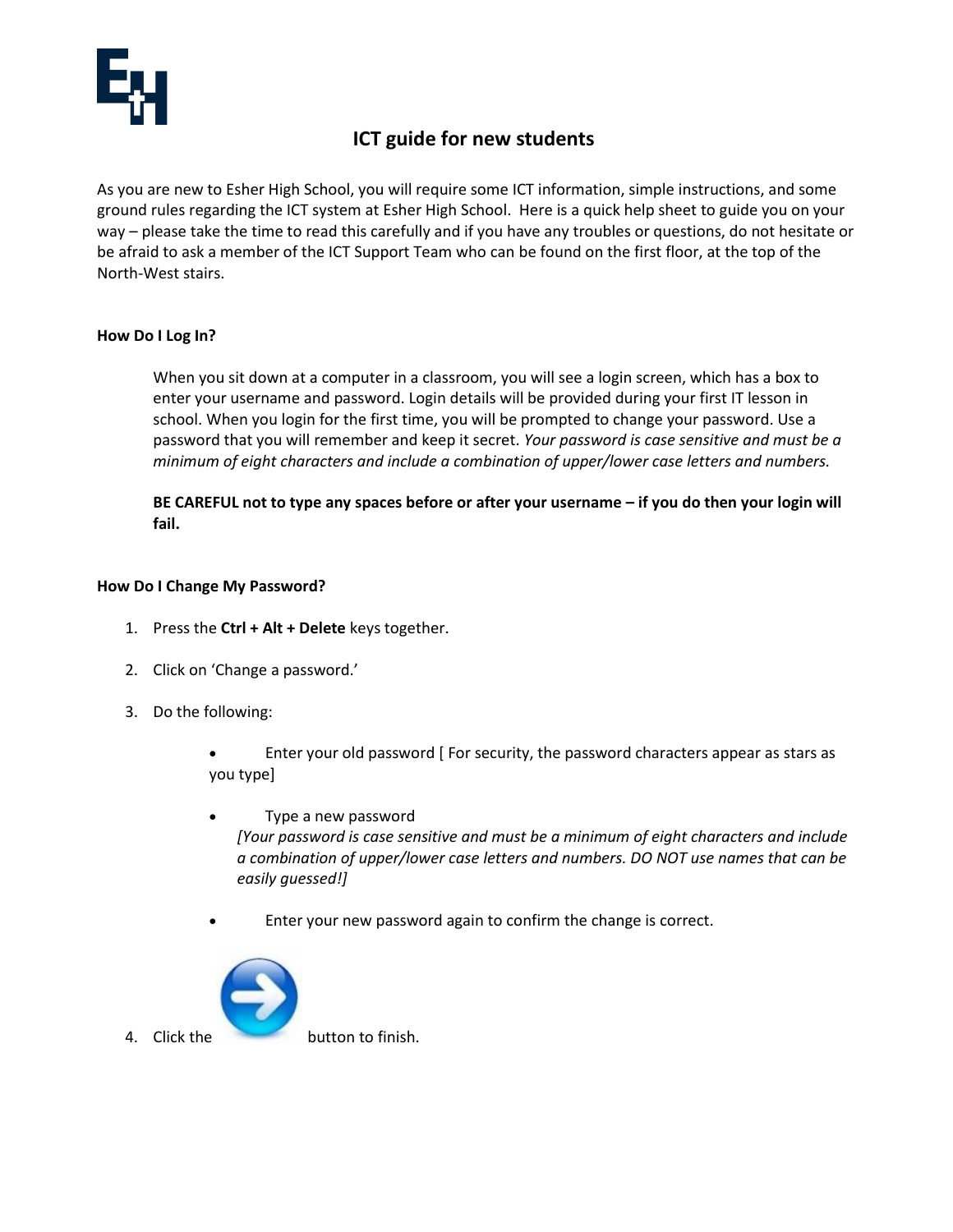# ICT guide for new students

As you are new to Esher High School, you will require some ICT information, simple instructions, and some ground rules regarding the ICT system at Esher High School. Here is a quick help sheet to guide you on your way – please take the time to read this carefully and if you have any troubles or questions, do not hesitate or be afraid to ask a member of the ICT Support Team who can be found on the first floor, at the top of the North-West stairs.

### How Do I Log In?

When you sit down at a computer in a classroom, you will see a login screen, which has a box to enter your username and password. Login details will be provided during your first IT lesson in school. When you login for the first time, you will be prompted to change your password. Use a password that you will remember and keep it secret. *Your password is case sensitive and must be a minimum of eight characters and include a combination of upper/lower case letters and numbers.*

**BE CAREFUL not to type any spaces before or after your username – if you do then your login will fail.**

### How Do I Change My Password?

1. Press the **Ctrl + Alt + Delete** keys together.
2. Click on 'Change a password.'
3. Do the following:
   - Enter your old password [ For security, the password characters appear as stars as you type]
   - Type a new password
     *[Your password is case sensitive and must be a minimum of eight characters and include a combination of upper/lower case letters and numbers. DO NOT use names that can be easily guessed!]*
   - Enter your new password again to confirm the change is correct.
4. Click the button to finish.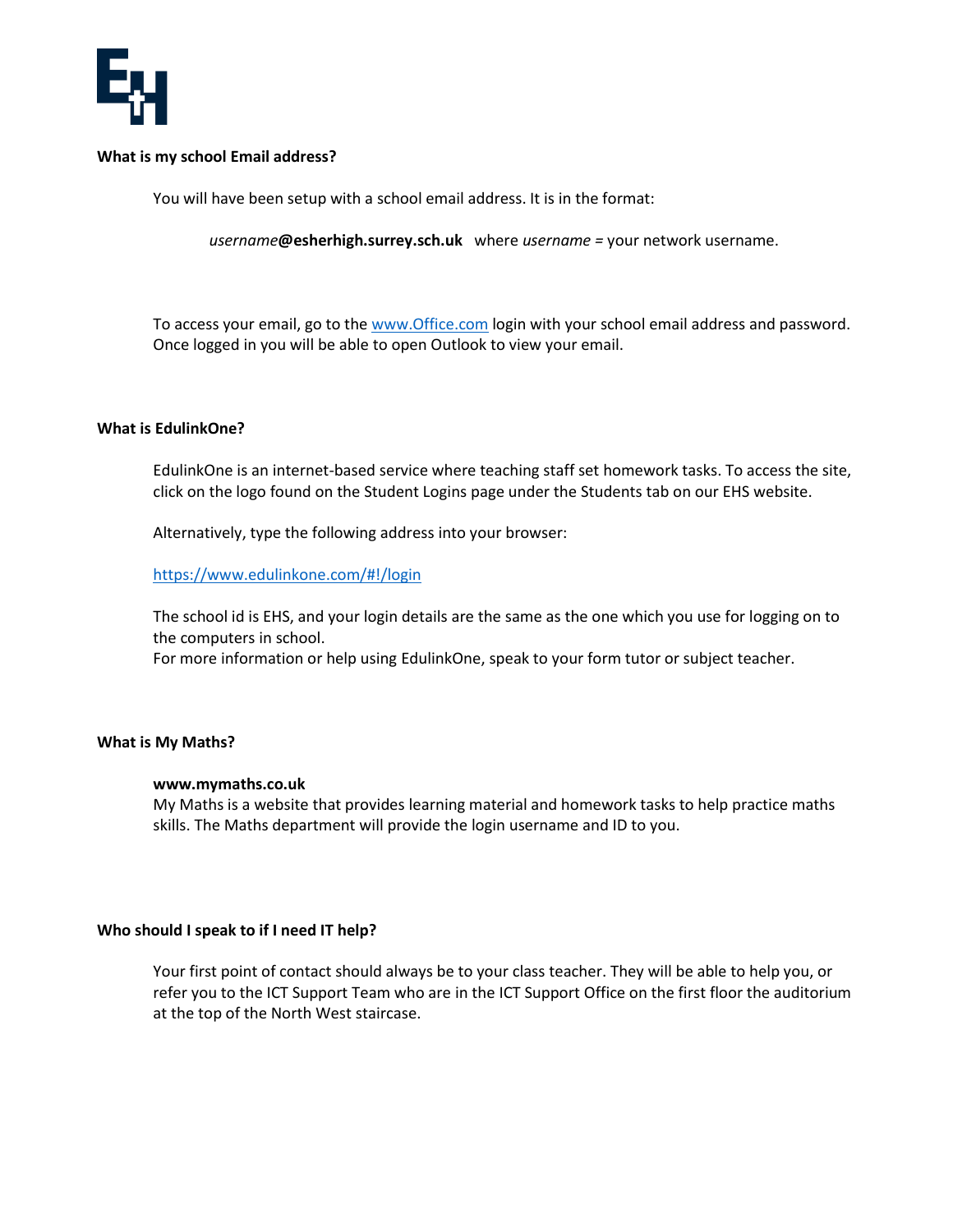## What is my school Email address?

You will have been setup with a school email address. It is in the format:

*username***@esherhigh.surrey.sch.uk** where *username* = your network username.

To access your email, go to the [www.Office.com](www.Office.com) login with your school email address and password. Once logged in you will be able to open Outlook to view your email.

## What is EdulinkOne?

EdulinkOne is an internet-based service where teaching staff set homework tasks. To access the site, click on the logo found on the Student Logins page under the Students tab on our EHS website.

Alternatively, type the following address into your browser:

[https://www.edulinkone.com/#!/login](https://www.edulinkone.com/#!/login)

The school id is EHS, and your login details are the same as the one which you use for logging on to the computers in school.
For more information or help using EdulinkOne, speak to your form tutor or subject teacher.

## What is My Maths?

**www.mymaths.co.uk**
My Maths is a website that provides learning material and homework tasks to help practice maths skills. The Maths department will provide the login username and ID to you.

## Who should I speak to if I need IT help?

Your first point of contact should always be to your class teacher. They will be able to help you, or refer you to the ICT Support Team who are in the ICT Support Office on the first floor the auditorium at the top of the North West staircase.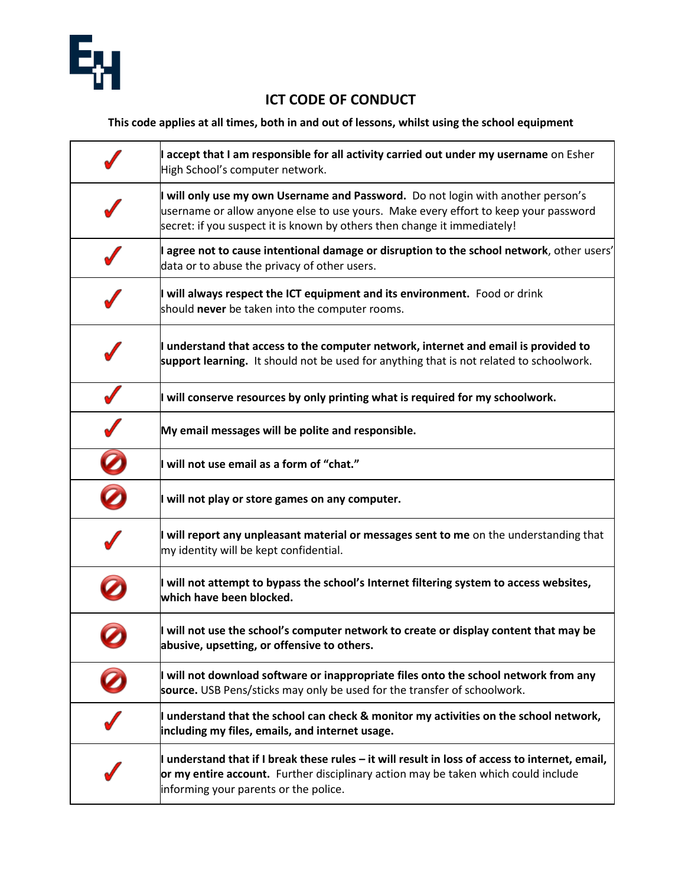# ICT CODE OF CONDUCT

**This code applies at all times, both in and out of lessons, whilst using the school equipment**

| | |
|---|---|
| ✓ | **I accept that I am responsible for all activity carried out under my username** on Esher High School's computer network. |
| ✓ | **I will only use my own Username and Password.** Do not login with another person's username or allow anyone else to use yours. Make every effort to keep your password secret: if you suspect it is known by others then change it immediately! |
| ✓ | **I agree not to cause intentional damage or disruption to the school network**, other users' data or to abuse the privacy of other users. |
| ✓ | **I will always respect the ICT equipment and its environment.** Food or drink should **never** be taken into the computer rooms. |
| ✓ | **I understand that access to the computer network, internet and email is provided to support learning.** It should not be used for anything that is not related to schoolwork. |
| ✓ | **I will conserve resources by only printing what is required for my schoolwork.** |
| ✓ | **My email messages will be polite and responsible.** |
| ⊘ | **I will not use email as a form of "chat."** |
| ⊘ | **I will not play or store games on any computer.** |
| ✓ | **I will report any unpleasant material or messages sent to me** on the understanding that my identity will be kept confidential. |
| ⊘ | **I will not attempt to bypass the school's Internet filtering system to access websites, which have been blocked.** |
| ⊘ | **I will not use the school's computer network to create or display content that may be abusive, upsetting, or offensive to others.** |
| ⊘ | **I will not download software or inappropriate files onto the school network from any source.** USB Pens/sticks may only be used for the transfer of schoolwork. |
| ✓ | **I understand that the school can check & monitor my activities on the school network, including my files, emails, and internet usage.** |
| ✓ | **I understand that if I break these rules – it will result in loss of access to internet, email, or my entire account.** Further disciplinary action may be taken which could include informing your parents or the police. |